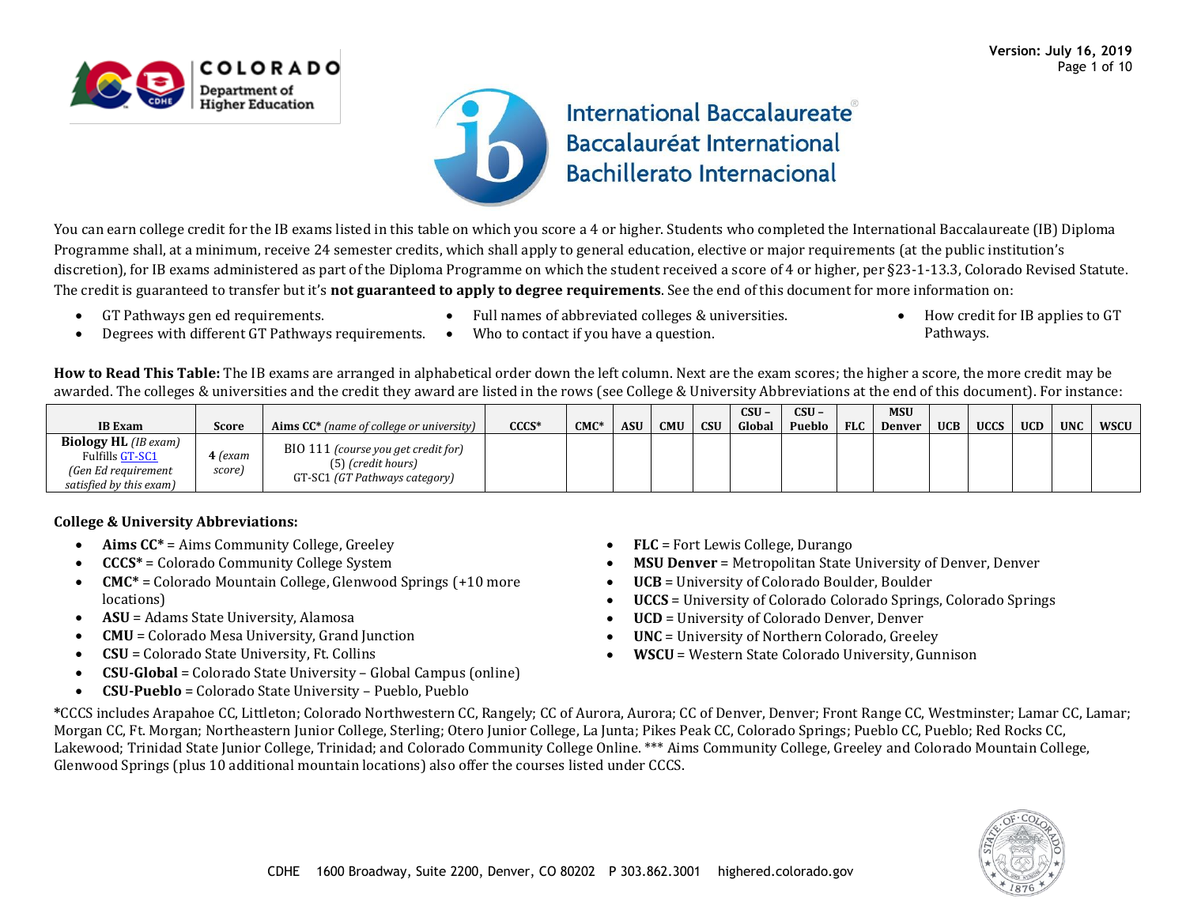You can earn college credit for the IB exams listed in this table on which you score a 4 or higher. Students who completed the International Baccalaureate (IB) Diploma Programme shall, at a minimum, receive 24 semester credits, which shall apply to general education, elective or major requirements (at the public institution's discretion), for IB exams administered as part of the Diploma Programme on which the student received a score of 4 or higher, per §23-1-13.3, Colorado Revised Statute. The credit is guaranteed to transfer but it's **not guaranteed to apply to degree requirements**. See the end of this document for more information on:

- GT Pathways gen ed requirements.
- Degrees with different GT Pathways requirements.
- Full names of abbreviated colleges & universities.
- Who to contact if you have a question.
- How credit for IB applies to GT Pathways.

**How to Read This Table:** The IB exams are arranged in alphabetical order down the left column. Next are the exam scores; the higher a score, the more credit may be awarded. The colleges & universities and the credit they award are listed in the rows (see College & University Abbreviations at the end of this document). For instance:

| IB Exam | Score | Aims CC* *(name of college or university)* | CCCS* | CMC* | ASU | CMU | CSU | CSU – Global | CSU – Pueblo | FLC | MSU Denver | UCB | UCCS | UCD | UNC | WSCU |
|---|---|---|---|---|---|---|---|---|---|---|---|---|---|---|---|---|
| **Biology HL** *(IB exam)* Fulfills GT-SC1 *(Gen Ed requirement satisfied by this exam)* | **4** *(exam score)* | BIO 111 *(course you get credit for)* (5) *(credit hours)* GT-SC1 *(GT Pathways category)* | | | | | | | | | | | | | | |

**College & University Abbreviations:**

- **Aims CC*** = Aims Community College, Greeley
- **CCCS*** = Colorado Community College System
- **CMC*** = Colorado Mountain College, Glenwood Springs (+10 more locations)
- **ASU** = Adams State University, Alamosa
- **CMU** = Colorado Mesa University, Grand Junction
- **CSU** = Colorado State University, Ft. Collins
- **CSU-Global** = Colorado State University – Global Campus (online)
- **CSU-Pueblo** = Colorado State University – Pueblo, Pueblo
- **FLC** = Fort Lewis College, Durango
- **MSU Denver** = Metropolitan State University of Denver, Denver
- **UCB** = University of Colorado Boulder, Boulder
- **UCCS** = University of Colorado Colorado Springs, Colorado Springs
- **UCD** = University of Colorado Denver, Denver
- **UNC** = University of Northern Colorado, Greeley
- **WSCU** = Western State Colorado University, Gunnison

***CCCS** includes Arapahoe CC, Littleton; Colorado Northwestern CC, Rangely; CC of Aurora, Aurora; CC of Denver, Denver; Front Range CC, Westminster; Lamar CC, Lamar; Morgan CC, Ft. Morgan; Northeastern Junior College, Sterling; Otero Junior College, La Junta; Pikes Peak CC, Colorado Springs; Pueblo CC, Pueblo; Red Rocks CC, Lakewood; Trinidad State Junior College, Trinidad; and Colorado Community College Online. *** Aims Community College, Greeley and Colorado Mountain College, Glenwood Springs (plus 10 additional mountain locations) also offer the courses listed under CCCS.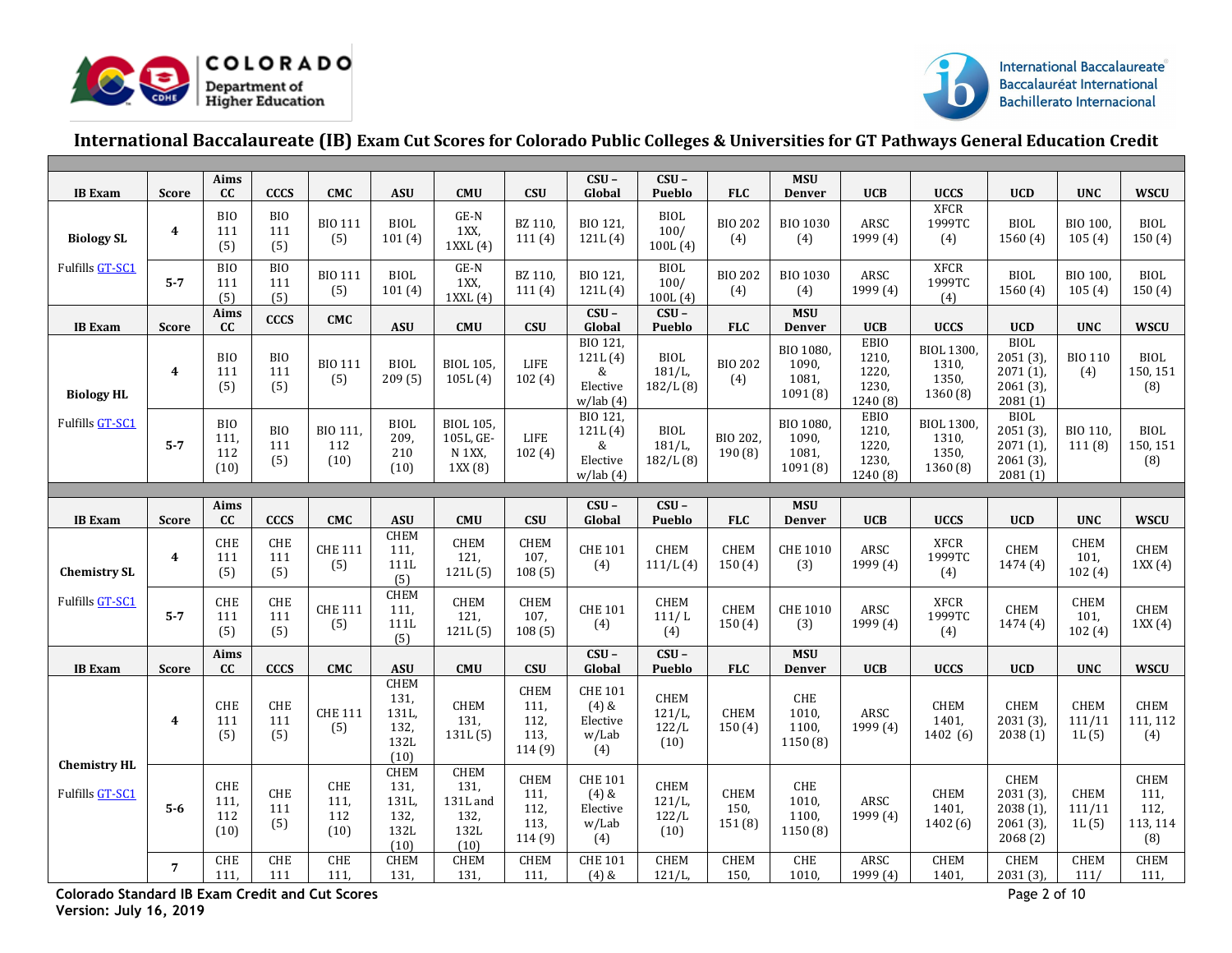# International Baccalaureate (IB) Exam Cut Scores for Colorado Public Colleges & Universities for GT Pathways General Education Credit

| IB Exam | Score | Aims CC | CCCS | CMC | ASU | CMU | CSU | CSU – Global | CSU – Pueblo | FLC | MSU Denver | UCB | UCCS | UCD | UNC | WSCU |
|---|---|---|---|---|---|---|---|---|---|---|---|---|---|---|---|---|
| **Biology SL** Fulfills GT-SC1 | 4 | BIO 111 (5) | BIO 111 (5) | BIO 111 (5) | BIOL 101 (4) | GE-N 1XX, 1XXL (4) | BZ 110, 111 (4) | BIO 121, 121L (4) | BIOL 100/ 100L (4) | BIO 202 (4) | BIO 1030 (4) | ARSC 1999 (4) | XFCR 1999TC (4) | BIOL 1560 (4) | BIO 100, 105 (4) | BIOL 150 (4) |
| | 5-7 | BIO 111 (5) | BIO 111 (5) | BIO 111 (5) | BIOL 101 (4) | GE-N 1XX, 1XXL (4) | BZ 110, 111 (4) | BIO 121, 121L (4) | BIOL 100/ 100L (4) | BIO 202 (4) | BIO 1030 (4) | ARSC 1999 (4) | XFCR 1999TC (4) | BIOL 1560 (4) | BIO 100, 105 (4) | BIOL 150 (4) |
| **IB Exam** | **Score** | **Aims CC** | **CCCS** | **CMC** | **ASU** | **CMU** | **CSU** | **CSU – Global** | **CSU – Pueblo** | **FLC** | **MSU Denver** | **UCB** | **UCCS** | **UCD** | **UNC** | **WSCU** |
| **Biology HL** Fulfills GT-SC1 | 4 | BIO 111 (5) | BIO 111 (5) | BIO 111 (5) | BIOL 209 (5) | BIOL 105, 105L (4) | LIFE 102 (4) | BIO 121, 121L (4) & Elective w/lab (4) | BIOL 181/L, 182/L (8) | BIO 202 (4) | BIO 1080, 1090, 1081, 1091 (8) | EBIO 1210, 1220, 1230, 1240 (8) | BIOL 1300, 1310, 1350, 1360 (8) | BIOL 2051 (3), 2071 (1), 2061 (3), 2081 (1) | BIO 110 (4) | BIOL 150, 151 (8) |
| | 5-7 | BIO 111, 112 (10) | BIO 111 (5) | BIO 111, 112 (10) | BIOL 209, 210 (10) | BIOL 105, 105L, GE-N 1XX, 1XX (8) | LIFE 102 (4) | BIO 121, 121L (4) & Elective w/lab (4) | BIOL 181/L, 182/L (8) | BIO 202, 190 (8) | BIO 1080, 1090, 1081, 1091 (8) | EBIO 1210, 1220, 1230, 1240 (8) | BIOL 1300, 1310, 1350, 1360 (8) | BIOL 2051 (3), 2071 (1), 2061 (3), 2081 (1) | BIO 110, 111 (8) | BIOL 150, 151 (8) |

| IB Exam | Score | Aims CC | CCCS | CMC | ASU | CMU | CSU | CSU – Global | CSU – Pueblo | FLC | MSU Denver | UCB | UCCS | UCD | UNC | WSCU |
|---|---|---|---|---|---|---|---|---|---|---|---|---|---|---|---|---|
| **Chemistry SL** Fulfills GT-SC1 | 4 | CHE 111 (5) | CHE 111 (5) | CHE 111 (5) | CHEM 111, 111L (5) | CHEM 121, 121L (5) | CHEM 107, 108 (5) | CHE 101 (4) | CHEM 111/L (4) | CHEM 150 (4) | CHE 1010 (3) | ARSC 1999 (4) | XFCR 1999TC (4) | CHEM 1474 (4) | CHEM 101, 102 (4) | CHEM 1XX (4) |
| | 5-7 | CHE 111 (5) | CHE 111 (5) | CHE 111 (5) | CHEM 111, 111L (5) | CHEM 121, 121L (5) | CHEM 107, 108 (5) | CHE 101 (4) | CHEM 111/ L (4) | CHEM 150 (4) | CHE 1010 (3) | ARSC 1999 (4) | XFCR 1999TC (4) | CHEM 1474 (4) | CHEM 101, 102 (4) | CHEM 1XX (4) |
| **IB Exam** | **Score** | **Aims CC** | **CCCS** | **CMC** | **ASU** | **CMU** | **CSU** | **CSU – Global** | **CSU – Pueblo** | **FLC** | **MSU Denver** | **UCB** | **UCCS** | **UCD** | **UNC** | **WSCU** |
| **Chemistry HL** Fulfills GT-SC1 | 4 | CHE 111 (5) | CHE 111 (5) | CHE 111 (5) | CHEM 131, 131L, 132, 132L (10) | CHEM 131, 131L (5) | CHEM 111, 112, 113, 114 (9) | CHE 101 (4) & Elective w/Lab (4) | CHEM 121/L, 122/L (10) | CHEM 150 (4) | CHE 1010, 1100, 1150 (8) | ARSC 1999 (4) | CHEM 1401, 1402 (6) | CHEM 2031 (3), 2038 (1) | CHEM 111/11 1L (5) | CHEM 111, 112 (4) |
| | 5-6 | CHE 111, 112 (10) | CHE 111 (5) | CHE 111, 112 (10) | CHEM 131, 131L, 132, 132L (10) | CHEM 131, 131L and 132, 132L (10) | CHEM 111, 112, 113, 114 (9) | CHE 101 (4) & Elective w/Lab (4) | CHEM 121/L, 122/L (10) | CHEM 150, 151 (8) | CHE 1010, 1100, 1150 (8) | ARSC 1999 (4) | CHEM 1401, 1402 (6) | CHEM 2031 (3), 2038 (1), 2061 (3), 2068 (2) | CHEM 111/11 1L (5) | CHEM 111, 112, 113, 114 (8) |
| | 7 | CHE 111, | CHE 111 | CHE 111, | CHEM 131, | CHEM 131, | CHEM 111, | CHE 101 (4) & | CHEM 121/L, | CHEM 150, | CHE 1010, | ARSC 1999 (4) | CHEM 1401, | CHEM 2031 (3), | CHEM 111/ | CHEM 111, |

Colorado Standard IB Exam Credit and Cut Scores
Version: July 16, 2019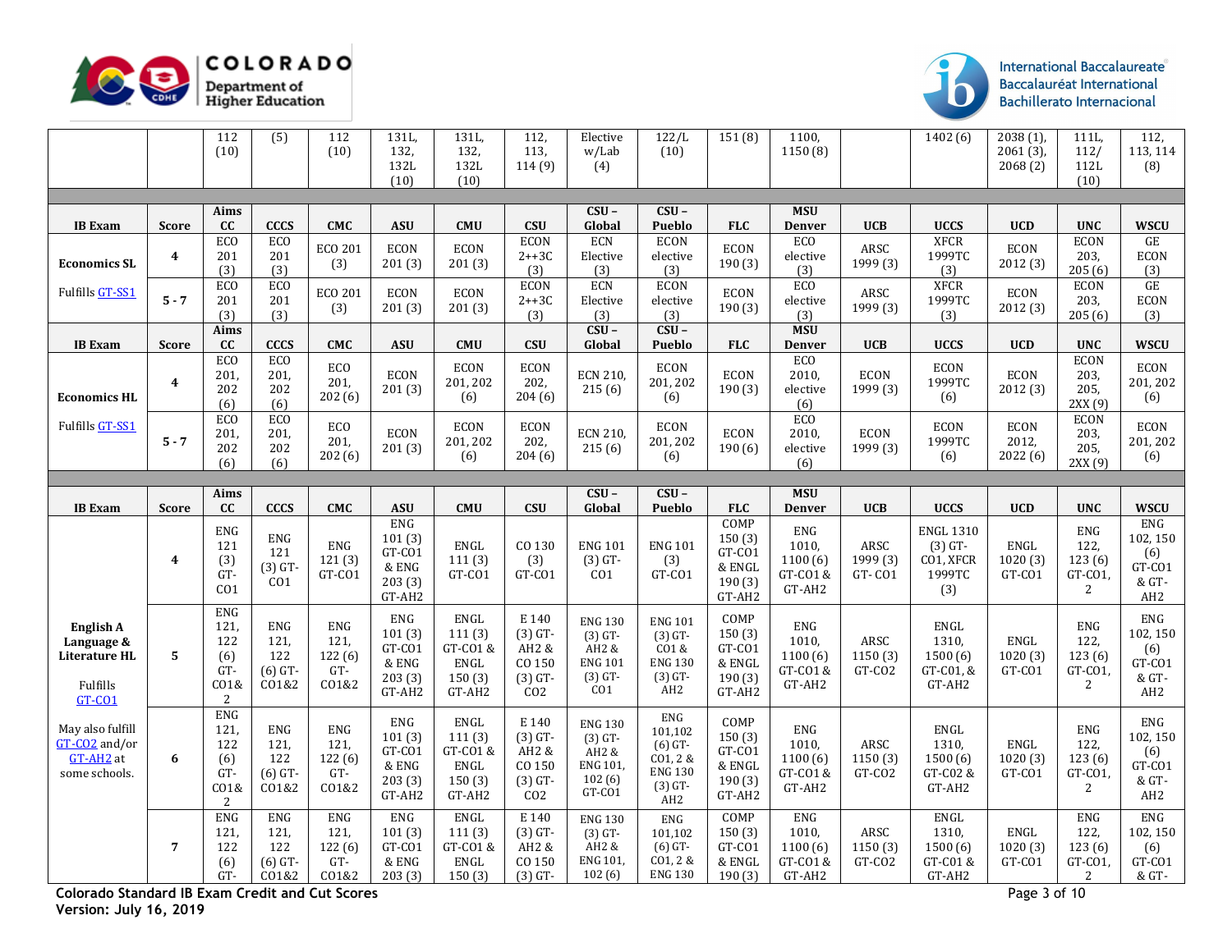| | | 112 (10) | (5) | 112 (10) | 131L, 132, 132L (10) | 131L, 132, 132L (10) | 112, 113, 114 (9) | Elective w/Lab (4) | 122/L (10) | 151 (8) | 1100, 1150 (8) | | 1402 (6) | 2038 (1), 2061 (3), 2068 (2) | 111L, 112/ 112L (10) | 112, 113, 114 (8) |
|---|---|---|---|---|---|---|---|---|---|---|---|---|---|---|---|---|

| IB Exam | Score | Aims CC | CCCS | CMC | ASU | CMU | CSU | CSU – Global | CSU – Pueblo | FLC | MSU Denver | UCB | UCCS | UCD | UNC | WSCU |
|---|---|---|---|---|---|---|---|---|---|---|---|---|---|---|---|---|
| **Economics SL** | **4** | ECO 201 (3) | ECO 201 (3) | ECO 201 (3) | ECON 201 (3) | ECON 201 (3) | ECON 2++3C (3) | ECN Elective (3) | ECON elective (3) | ECON 190 (3) | ECO elective (3) | ARSC 1999 (3) | XFCR 1999TC (3) | ECON 2012 (3) | ECON 203, 205 (6) | GE ECON (3) |
| Fulfills GT-SS1 | **5 - 7** | ECO 201 (3) | ECO 201 (3) | ECO 201 (3) | ECON 201 (3) | ECON 201 (3) | ECON 2++3C (3) | ECN Elective (3) | ECON elective (3) | ECON 190 (3) | ECO elective (3) | ARSC 1999 (3) | XFCR 1999TC (3) | ECON 2012 (3) | ECON 203, 205 (6) | GE ECON (3) |

| IB Exam | Score | Aims CC | CCCS | CMC | ASU | CMU | CSU | CSU – Global | CSU – Pueblo | FLC | MSU Denver | UCB | UCCS | UCD | UNC | WSCU |
|---|---|---|---|---|---|---|---|---|---|---|---|---|---|---|---|---|
| **Economics HL** | **4** | ECO 201, 202 (6) | ECO 201, 202 (6) | ECO 201, 202 (6) | ECON 201 (3) | ECON 201, 202 (6) | ECON 202, 204 (6) | ECN 210, 215 (6) | ECON 201, 202 (6) | ECON 190 (3) | ECO 2010, elective (6) | ECON 1999 (3) | ECON 1999TC (6) | ECON 2012 (3) | ECON 203, 205, 2XX (9) | ECON 201, 202 (6) |
| Fulfills GT-SS1 | **5 - 7** | ECO 201, 202 (6) | ECO 201, 202 (6) | ECO 201, 202 (6) | ECON 201 (3) | ECON 201, 202 (6) | ECON 202, 204 (6) | ECN 210, 215 (6) | ECON 201, 202 (6) | ECON 190 (6) | ECO 2010, elective (6) | ECON 1999 (3) | ECON 1999TC (6) | ECON 2012, 2022 (6) | ECON 203, 205, 2XX (9) | ECON 201, 202 (6) |

| IB Exam | Score | Aims CC | CCCS | CMC | ASU | CMU | CSU | CSU – Global | CSU – Pueblo | FLC | MSU Denver | UCB | UCCS | UCD | UNC | WSCU |
|---|---|---|---|---|---|---|---|---|---|---|---|---|---|---|---|---|
| **English A Language & Literature HL** | **4** | ENG 121 (3) GT-CO1 | ENG 121 (3) GT-CO1 | ENG 121 (3) GT-CO1 | ENG 101 (3) GT-CO1 & ENG 203 (3) GT-AH2 | ENGL 111 (3) GT-CO1 | CO 130 (3) GT-CO1 | ENG 101 (3) GT-CO1 | ENG 101 (3) GT-CO1 | COMP 150 (3) GT-CO1 & ENGL 190 (3) GT-AH2 | ENG 1010, 1100 (6) GT-CO1 & GT-AH2 | ARSC 1999 (3) GT- CO1 | ENGL 1310 (3) GT-CO1, XFCR 1999TC (3) | ENGL 1020 (3) GT-CO1 | ENG 122, 123 (6) GT-CO1, 2 | ENG 102, 150 (6) GT-CO1 & GT-AH2 |
| Fulfills GT-CO1 | **5** | ENG 121, 122 (6) GT-CO1& 2 | ENG 121, 122 (6) GT-CO1&2 | ENG 121, 122 (6) GT-CO1&2 | ENG 101 (3) GT-CO1 & ENG 203 (3) GT-AH2 | ENGL 111 (3) GT-CO1 & ENGL 150 (3) GT-AH2 | E 140 (3) GT-AH2 & CO 150 (3) GT-CO2 | ENG 130 (3) GT-AH2 & ENG 101 (3) GT-CO1 | ENG 101 (3) GT-CO1 & ENG 130 (3) GT-AH2 | COMP 150 (3) GT-CO1 & ENGL 190 (3) GT-AH2 | ENG 1010, 1100 (6) GT-CO1 & GT-AH2 | ARSC 1150 (3) GT-CO2 | ENGL 1310, 1500 (6) GT-CO1, & GT-AH2 | ENGL 1020 (3) GT-CO1 | ENG 122, 123 (6) GT-CO1, 2 | ENG 102, 150 (6) GT-CO1 & GT-AH2 |
| May also fulfill GT-CO2 and/or GT-AH2 at some schools. | **6** | ENG 121, 122 (6) GT-CO1& 2 | ENG 121, 122 (6) GT-CO1&2 | ENG 121, 122 (6) GT-CO1&2 | ENG 101 (3) GT-CO1 & ENG 203 (3) GT-AH2 | ENGL 111 (3) GT-CO1 & ENGL 150 (3) GT-AH2 | E 140 (3) GT-AH2 & CO 150 (3) GT-CO2 | ENG 130 (3) GT-AH2 & ENG 101, 102 (6) GT-CO1 | ENG 101,102 (6) GT-CO1, 2 & ENG 130 (3) GT-AH2 | COMP 150 (3) GT-CO1 & ENGL 190 (3) GT-AH2 | ENG 1010, 1100 (6) GT-CO1 & GT-AH2 | ARSC 1150 (3) GT-CO2 | ENGL 1310, 1500 (6) GT-CO2 & GT-AH2 | ENGL 1020 (3) GT-CO1 | ENG 122, 123 (6) GT-CO1, 2 | ENG 102, 150 (6) GT-CO1 & GT-AH2 |
| | **7** | ENG 121, 122 (6) GT- | ENG 121, 122 (6) GT-CO1&2 | ENG 121, 122 (6) GT-CO1&2 | ENG 101 (3) GT-CO1 & ENG 203 (3) | ENGL 111 (3) GT-CO1 & ENGL 150 (3) | E 140 (3) GT-AH2 & CO 150 (3) GT- | ENG 130 (3) GT-AH2 & ENG 101, 102 (6) | ENG 101,102 (6) GT-CO1, 2 & ENG 130 | COMP 150 (3) GT-CO1 & ENGL 190 (3) | ENG 1010, 1100 (6) GT-CO1 & GT-AH2 | ARSC 1150 (3) GT-CO2 | ENGL 1310, 1500 (6) GT-CO1 & GT-AH2 | ENGL 1020 (3) GT-CO1 | ENG 122, 123 (6) GT-CO1, 2 | ENG 102, 150 (6) GT-CO1 & GT- |

Colorado Standard IB Exam Credit and Cut Scores
Version: July 16, 2019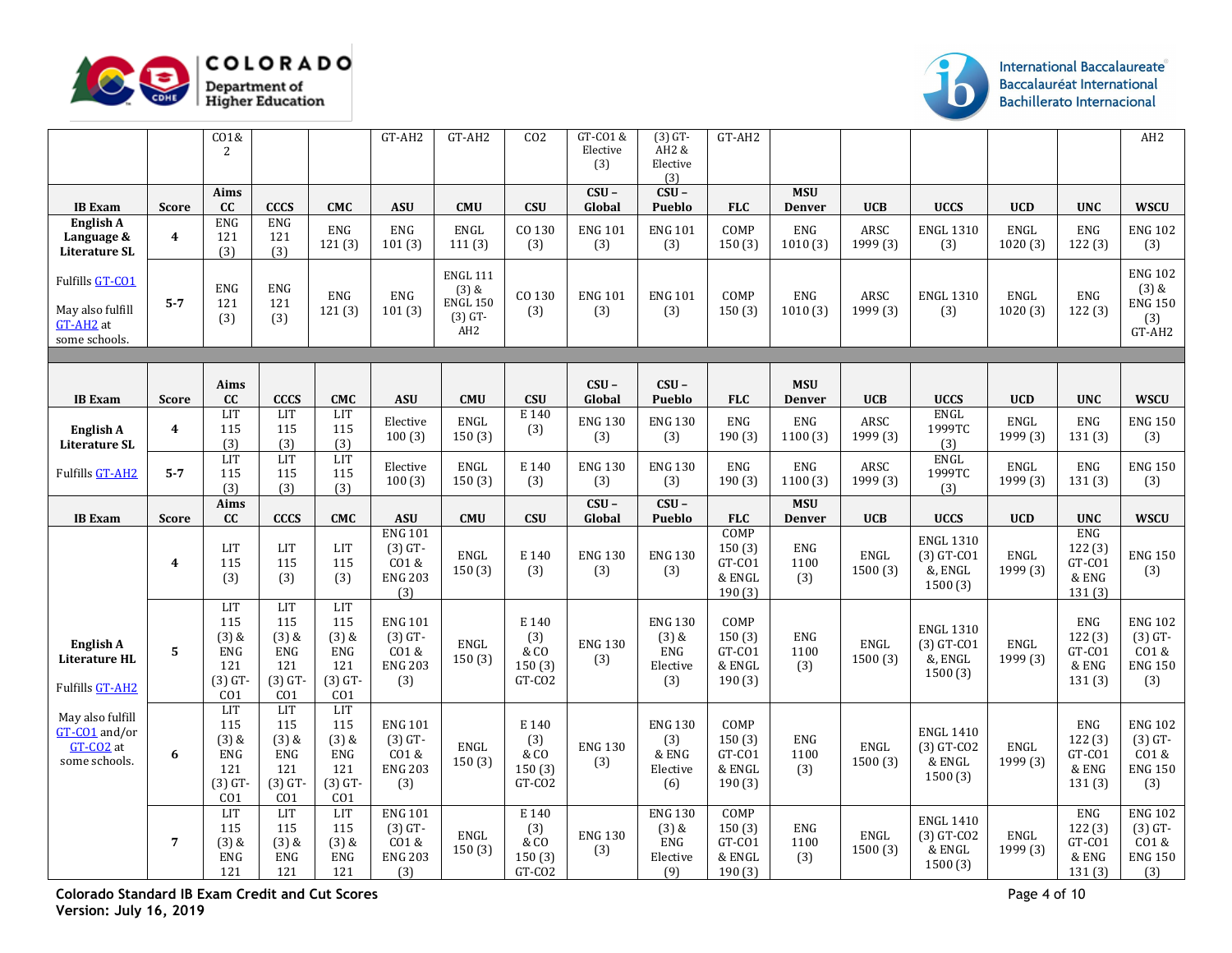| | | CO1& 2 | | | GT-AH2 | GT-AH2 | CO2 | GT-CO1 & Elective (3) | (3) GT-AH2 & Elective (3) | GT-AH2 | | | | | | AH2 |
|---|---|---|---|---|---|---|---|---|---|---|---|---|---|---|---|---|
| **IB Exam** | **Score** | **Aims CC** | **CCCS** | **CMC** | **ASU** | **CMU** | **CSU** | **CSU – Global** | **CSU – Pueblo** | **FLC** | **MSU Denver** | **UCB** | **UCCS** | **UCD** | **UNC** | **WSCU** |
| **English A Language & Literature SL** | **4** | ENG 121 (3) | ENG 121 (3) | ENG 121 (3) | ENG 101 (3) | ENGL 111 (3) | CO 130 (3) | ENG 101 (3) | ENG 101 (3) | COMP 150 (3) | ENG 1010 (3) | ARSC 1999 (3) | ENGL 1310 (3) | ENGL 1020 (3) | ENG 122 (3) | ENG 102 (3) |
| Fulfills GT-CO1 May also fulfill GT-AH2 at some schools. | **5-7** | ENG 121 (3) | ENG 121 (3) | ENG 121 (3) | ENG 101 (3) | ENGL 111 (3) & ENGL 150 (3) GT-AH2 | CO 130 (3) | ENG 101 (3) | ENG 101 (3) | COMP 150 (3) | ENG 1010 (3) | ARSC 1999 (3) | ENGL 1310 (3) | ENGL 1020 (3) | ENG 122 (3) | ENG 102 (3) & ENG 150 (3) GT-AH2 |

| **IB Exam** | **Score** | **Aims CC** | **CCCS** | **CMC** | **ASU** | **CMU** | **CSU** | **CSU – Global** | **CSU – Pueblo** | **FLC** | **MSU Denver** | **UCB** | **UCCS** | **UCD** | **UNC** | **WSCU** |
|---|---|---|---|---|---|---|---|---|---|---|---|---|---|---|---|---|
| **English A Literature SL** | **4** | LIT 115 (3) | LIT 115 (3) | LIT 115 (3) | Elective 100 (3) | ENGL 150 (3) | E 140 (3) | ENG 130 (3) | ENG 130 (3) | ENG 190 (3) | ENG 1100 (3) | ARSC 1999 (3) | ENGL 1999TC (3) | ENGL 1999 (3) | ENG 131 (3) | ENG 150 (3) |
| Fulfills GT-AH2 | **5-7** | LIT 115 (3) | LIT 115 (3) | LIT 115 (3) | Elective 100 (3) | ENGL 150 (3) | E 140 (3) | ENG 130 (3) | ENG 130 (3) | ENG 190 (3) | ENG 1100 (3) | ARSC 1999 (3) | ENGL 1999TC (3) | ENGL 1999 (3) | ENG 131 (3) | ENG 150 (3) |

| **IB Exam** | **Score** | **Aims CC** | **CCCS** | **CMC** | **ASU** | **CMU** | **CSU** | **CSU – Global** | **CSU – Pueblo** | **FLC** | **MSU Denver** | **UCB** | **UCCS** | **UCD** | **UNC** | **WSCU** |
|---|---|---|---|---|---|---|---|---|---|---|---|---|---|---|---|---|
| **English A Literature HL** Fulfills GT-AH2 May also fulfill GT-CO1 and/or GT-CO2 at some schools. | **4** | LIT 115 (3) | LIT 115 (3) | LIT 115 (3) | ENG 101 (3) GT-CO1 & ENG 203 (3) | ENGL 150 (3) | E 140 (3) | ENG 130 (3) | ENG 130 (3) | COMP 150 (3) GT-CO1 & ENGL 190 (3) | ENG 1100 (3) | ENGL 1500 (3) | ENGL 1310 (3) GT-CO1 &, ENGL 1500 (3) | ENGL 1999 (3) | ENG 122 (3) GT-CO1 & ENG 131 (3) | ENG 150 (3) |
| | **5** | LIT 115 (3) & ENG 121 (3) GT-CO1 | LIT 115 (3) & ENG 121 (3) GT-CO1 | LIT 115 (3) & ENG 121 (3) GT-CO1 | ENG 101 (3) GT-CO1 & ENG 203 (3) | ENGL 150 (3) | E 140 (3) & CO 150 (3) GT-CO2 | ENG 130 (3) | ENG 130 (3) & ENG Elective (3) | COMP 150 (3) GT-CO1 & ENGL 190 (3) | ENG 1100 (3) | ENGL 1500 (3) | ENGL 1310 (3) GT-CO1 &, ENGL 1500 (3) | ENGL 1999 (3) | ENG 122 (3) GT-CO1 & ENG 131 (3) | ENG 102 (3) GT-CO1 & ENG 150 (3) |
| | **6** | LIT 115 (3) & ENG 121 (3) GT-CO1 | LIT 115 (3) & ENG 121 (3) GT-CO1 | LIT 115 (3) & ENG 121 (3) GT-CO1 | ENG 101 (3) GT-CO1 & ENG 203 (3) | ENGL 150 (3) | E 140 (3) & CO 150 (3) GT-CO2 | ENG 130 (3) | ENG 130 (3) & ENG Elective (6) | COMP 150 (3) GT-CO1 & ENGL 190 (3) | ENG 1100 (3) | ENGL 1500 (3) | ENGL 1410 (3) GT-CO2 & ENGL 1500 (3) | ENGL 1999 (3) | ENG 122 (3) GT-CO1 & ENG 131 (3) | ENG 102 (3) GT-CO1 & ENG 150 (3) |
| | **7** | LIT 115 (3) & ENG 121 | LIT 115 (3) & ENG 121 | LIT 115 (3) & ENG 121 | ENG 101 (3) GT-CO1 & ENG 203 (3) | ENGL 150 (3) | E 140 (3) & CO 150 (3) GT-CO2 | ENG 130 (3) | ENG 130 (3) & ENG Elective (9) | COMP 150 (3) GT-CO1 & ENGL 190 (3) | ENG 1100 (3) | ENGL 1500 (3) | ENGL 1410 (3) GT-CO2 & ENGL 1500 (3) | ENGL 1999 (3) | ENG 122 (3) GT-CO1 & ENG 131 (3) | ENG 102 (3) GT-CO1 & ENG 150 (3) |

**Colorado Standard IB Exam Credit and Cut Scores**
**Version: July 16, 2019**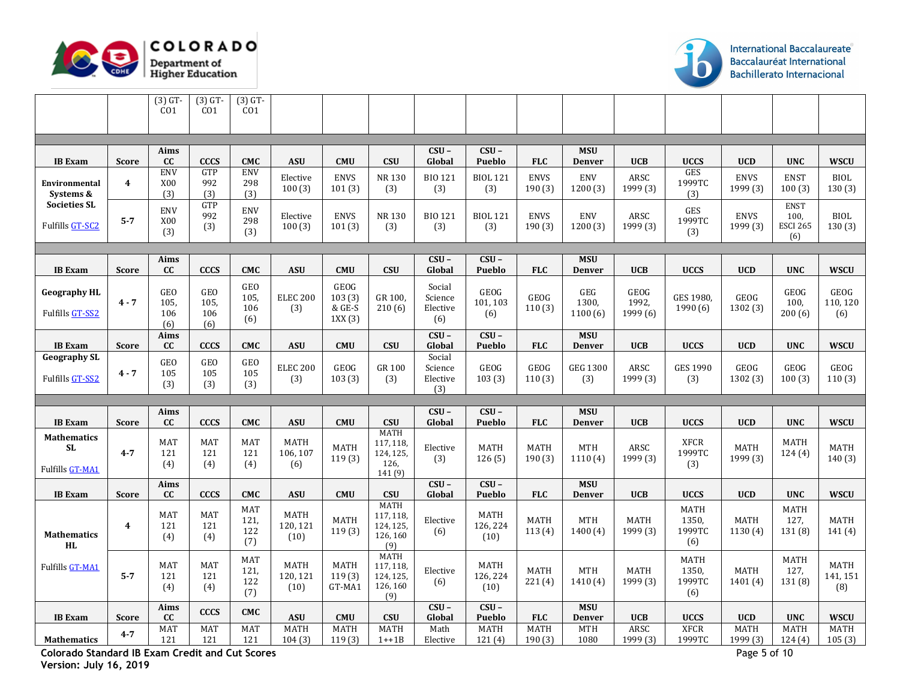| | | (3) GT-CO1 | (3) GT-CO1 | (3) GT-CO1 | | | | | | | | | | | | |
|---|---|---|---|---|---|---|---|---|---|---|---|---|---|---|---|---|
| | | | | | | | | | | | | | | | | |
| **IB Exam** | **Score** | **Aims CC** | **CCCS** | **CMC** | **ASU** | **CMU** | **CSU** | **CSU – Global** | **CSU – Pueblo** | **FLC** | **MSU Denver** | **UCB** | **UCCS** | **UCD** | **UNC** | **WSCU** |
| **Environmental Systems & Societies SL** Fulfills GT-SC2 | **4** | ENV X00 (3) | GTP 992 (3) | ENV 298 (3) | Elective 100 (3) | ENVS 101 (3) | NR 130 (3) | BIO 121 (3) | BIOL 121 (3) | ENVS 190 (3) | ENV 1200 (3) | ARSC 1999 (3) | GES 1999TC (3) | ENVS 1999 (3) | ENST 100 (3) | BIOL 130 (3) |
| | **5-7** | ENV X00 (3) | GTP 992 (3) | ENV 298 (3) | Elective 100 (3) | ENVS 101 (3) | NR 130 (3) | BIO 121 (3) | BIOL 121 (3) | ENVS 190 (3) | ENV 1200 (3) | ARSC 1999 (3) | GES 1999TC (3) | ENVS 1999 (3) | ENST 100, ESCI 265 (6) | BIOL 130 (3) |
| | | | | | | | | | | | | | | | | |
| **IB Exam** | **Score** | **Aims CC** | **CCCS** | **CMC** | **ASU** | **CMU** | **CSU** | **CSU – Global** | **CSU – Pueblo** | **FLC** | **MSU Denver** | **UCB** | **UCCS** | **UCD** | **UNC** | **WSCU** |
| **Geography HL** Fulfills GT-SS2 | **4 - 7** | GEO 105, 106 (6) | GEO 105, 106 (6) | GEO 105, 106 (6) | ELEC 200 (3) | GEOG 103 (3) & GE-S 1XX (3) | GR 100, 210 (6) | Social Science Elective (6) | GEOG 101, 103 (6) | GEOG 110 (3) | GEG 1300, 1100 (6) | GEOG 1992, 1999 (6) | GES 1980, 1990 (6) | GEOG 1302 (3) | GEOG 100, 200 (6) | GEOG 110, 120 (6) |
| **IB Exam** | **Score** | **Aims CC** | **CCCS** | **CMC** | **ASU** | **CMU** | **CSU** | **CSU – Global** | **CSU – Pueblo** | **FLC** | **MSU Denver** | **UCB** | **UCCS** | **UCD** | **UNC** | **WSCU** |
| **Geography SL** Fulfills GT-SS2 | **4 - 7** | GEO 105 (3) | GEO 105 (3) | GEO 105 (3) | ELEC 200 (3) | GEOG 103 (3) | GR 100 (3) | Social Science Elective (3) | GEOG 103 (3) | GEOG 110 (3) | GEG 1300 (3) | ARSC 1999 (3) | GES 1990 (3) | GEOG 1302 (3) | GEOG 100 (3) | GEOG 110 (3) |
| | | | | | | | | | | | | | | | | |
| **IB Exam** | **Score** | **Aims CC** | **CCCS** | **CMC** | **ASU** | **CMU** | **CSU** | **CSU – Global** | **CSU – Pueblo** | **FLC** | **MSU Denver** | **UCB** | **UCCS** | **UCD** | **UNC** | **WSCU** |
| **Mathematics SL** Fulfills GT-MA1 | **4-7** | MAT 121 (4) | MAT 121 (4) | MAT 121 (4) | MATH 106, 107 (6) | MATH 119 (3) | MATH 117, 118, 124, 125, 126, 141 (9) | Elective (3) | MATH 126 (5) | MATH 190 (3) | MTH 1110 (4) | ARSC 1999 (3) | XFCR 1999TC (3) | MATH 1999 (3) | MATH 124 (4) | MATH 140 (3) |
| **IB Exam** | **Score** | **Aims CC** | **CCCS** | **CMC** | **ASU** | **CMU** | **CSU** | **CSU – Global** | **CSU – Pueblo** | **FLC** | **MSU Denver** | **UCB** | **UCCS** | **UCD** | **UNC** | **WSCU** |
| **Mathematics HL** Fulfills GT-MA1 | **4** | MAT 121 (4) | MAT 121 (4) | MAT 121, 122 (7) | MATH 120, 121 (10) | MATH 119 (3) | MATH 117, 118, 124, 125, 126, 160 (9) | Elective (6) | MATH 126, 224 (10) | MATH 113 (4) | MTH 1400 (4) | MATH 1999 (3) | MATH 1350, 1999TC (6) | MATH 1130 (4) | MATH 127, 131 (8) | MATH 141 (4) |
| | **5-7** | MAT 121 (4) | MAT 121 (4) | MAT 121, 122 (7) | MATH 120, 121 (10) | MATH 119 (3) GT-MA1 | MATH 117, 118, 124, 125, 126, 160 (9) | Elective (6) | MATH 126, 224 (10) | MATH 221 (4) | MTH 1410 (4) | MATH 1999 (3) | MATH 1350, 1999TC (6) | MATH 1401 (4) | MATH 127, 131 (8) | MATH 141, 151 (8) |
| **IB Exam** | **Score** | **Aims CC** | **CCCS** | **CMC** | **ASU** | **CMU** | **CSU** | **CSU – Global** | **CSU – Pueblo** | **FLC** | **MSU Denver** | **UCB** | **UCCS** | **UCD** | **UNC** | **WSCU** |
| **Mathematics** | **4-7** | MAT 121 | MAT 121 | MAT 121 | MATH 104 (3) | MATH 119 (3) | MATH 1++1B | Math Elective | MATH 121 (4) | MATH 190 (3) | MTH 1080 | ARSC 1999 (3) | XFCR 1999TC | MATH 1999 (3) | MATH 124 (4) | MATH 105 (3) |

**Colorado Standard IB Exam Credit and Cut Scores**
**Version: July 16, 2019**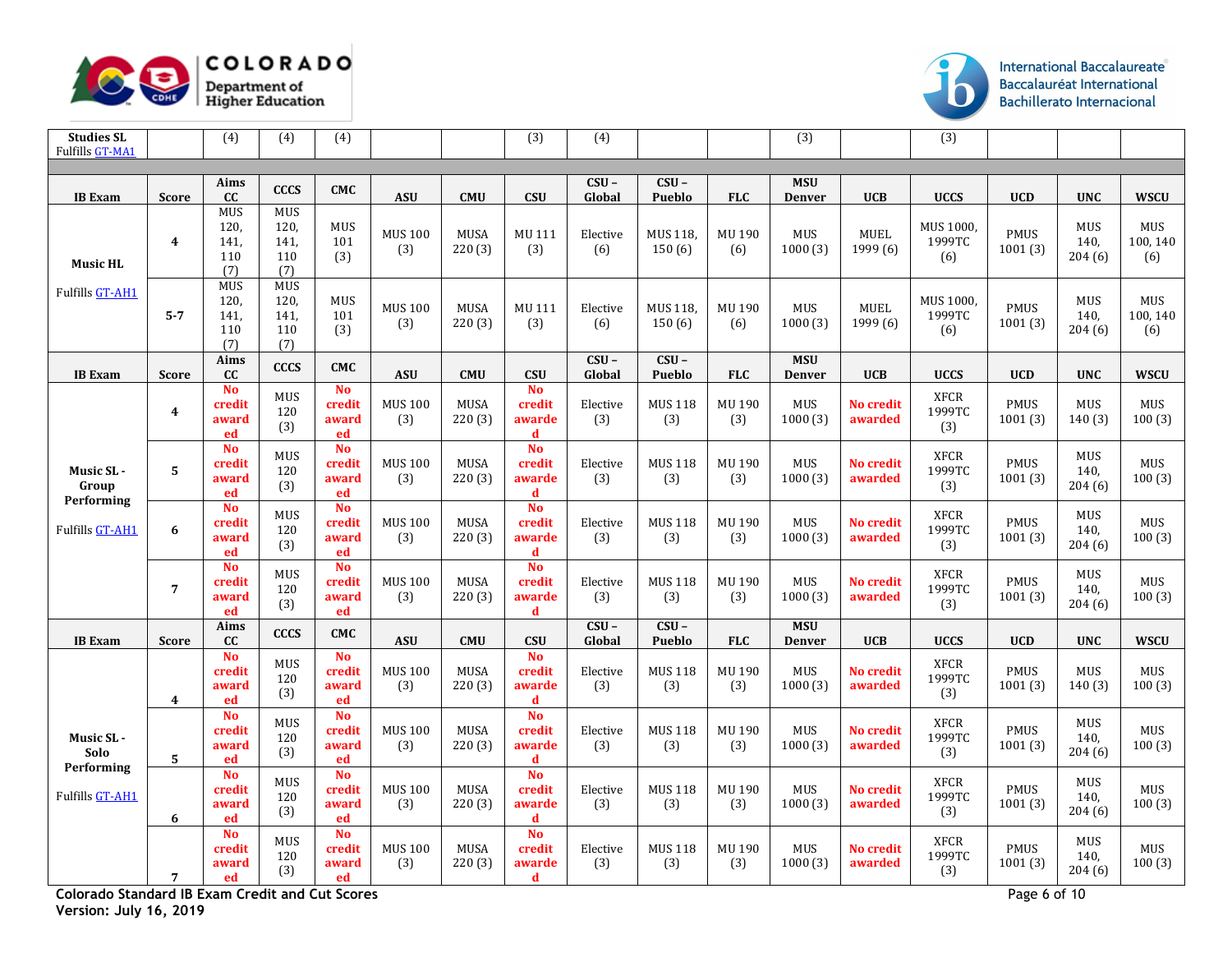| Studies SL Fulfills GT-MA1 | | (4) | (4) | (4) | | | (3) | (4) | | | (3) | | (3) | | | |
|---|---|---|---|---|---|---|---|---|---|---|---|---|---|---|---|---|
| | | | | | | | | | | | | | | | | |
| **IB Exam** | **Score** | **Aims CC** | **CCCS** | **CMC** | **ASU** | **CMU** | **CSU** | **CSU – Global** | **CSU – Pueblo** | **FLC** | **MSU Denver** | **UCB** | **UCCS** | **UCD** | **UNC** | **WSCU** |
| **Music HL** Fulfills GT-AH1 | **4** | MUS 120, 141, 110 (7) | MUS 120, 141, 110 (7) | MUS 101 (3) | MUS 100 (3) | MUSA 220 (3) | MU 111 (3) | Elective (6) | MUS 118, 150 (6) | MU 190 (6) | MUS 1000 (3) | MUEL 1999 (6) | MUS 1000, 1999TC (6) | PMUS 1001 (3) | MUS 140, 204 (6) | MUS 100, 140 (6) |
| | **5-7** | MUS 120, 141, 110 (7) | MUS 120, 141, 110 (7) | MUS 101 (3) | MUS 100 (3) | MUSA 220 (3) | MU 111 (3) | Elective (6) | MUS 118, 150 (6) | MU 190 (6) | MUS 1000 (3) | MUEL 1999 (6) | MUS 1000, 1999TC (6) | PMUS 1001 (3) | MUS 140, 204 (6) | MUS 100, 140 (6) |
| **IB Exam** | **Score** | **Aims CC** | **CCCS** | **CMC** | **ASU** | **CMU** | **CSU** | **CSU – Global** | **CSU – Pueblo** | **FLC** | **MSU Denver** | **UCB** | **UCCS** | **UCD** | **UNC** | **WSCU** |
| **Music SL - Group Performing** Fulfills GT-AH1 | **4** | **No credit awarded** | MUS 120 (3) | **No credit awarded** | MUS 100 (3) | MUSA 220 (3) | **No credit awarded** | Elective (3) | MUS 118 (3) | MU 190 (3) | MUS 1000 (3) | **No credit awarded** | XFCR 1999TC (3) | PMUS 1001 (3) | MUS 140 (3) | MUS 100 (3) |
| | **5** | **No credit awarded** | MUS 120 (3) | **No credit awarded** | MUS 100 (3) | MUSA 220 (3) | **No credit awarded** | Elective (3) | MUS 118 (3) | MU 190 (3) | MUS 1000 (3) | **No credit awarded** | XFCR 1999TC (3) | PMUS 1001 (3) | MUS 140, 204 (6) | MUS 100 (3) |
| | **6** | **No credit awarded** | MUS 120 (3) | **No credit awarded** | MUS 100 (3) | MUSA 220 (3) | **No credit awarded** | Elective (3) | MUS 118 (3) | MU 190 (3) | MUS 1000 (3) | **No credit awarded** | XFCR 1999TC (3) | PMUS 1001 (3) | MUS 140, 204 (6) | MUS 100 (3) |
| | **7** | **No credit awarded** | MUS 120 (3) | **No credit awarded** | MUS 100 (3) | MUSA 220 (3) | **No credit awarded** | Elective (3) | MUS 118 (3) | MU 190 (3) | MUS 1000 (3) | **No credit awarded** | XFCR 1999TC (3) | PMUS 1001 (3) | MUS 140, 204 (6) | MUS 100 (3) |
| **IB Exam** | **Score** | **Aims CC** | **CCCS** | **CMC** | **ASU** | **CMU** | **CSU** | **CSU – Global** | **CSU – Pueblo** | **FLC** | **MSU Denver** | **UCB** | **UCCS** | **UCD** | **UNC** | **WSCU** |
| **Music SL - Solo Performing** Fulfills GT-AH1 | **4** | **No credit awarded** | MUS 120 (3) | **No credit awarded** | MUS 100 (3) | MUSA 220 (3) | **No credit awarded** | Elective (3) | MUS 118 (3) | MU 190 (3) | MUS 1000 (3) | **No credit awarded** | XFCR 1999TC (3) | PMUS 1001 (3) | MUS 140 (3) | MUS 100 (3) |
| | **5** | **No credit awarded** | MUS 120 (3) | **No credit awarded** | MUS 100 (3) | MUSA 220 (3) | **No credit awarded** | Elective (3) | MUS 118 (3) | MU 190 (3) | MUS 1000 (3) | **No credit awarded** | XFCR 1999TC (3) | PMUS 1001 (3) | MUS 140, 204 (6) | MUS 100 (3) |
| | **6** | **No credit awarded** | MUS 120 (3) | **No credit awarded** | MUS 100 (3) | MUSA 220 (3) | **No credit awarded** | Elective (3) | MUS 118 (3) | MU 190 (3) | MUS 1000 (3) | **No credit awarded** | XFCR 1999TC (3) | PMUS 1001 (3) | MUS 140, 204 (6) | MUS 100 (3) |
| | **7** | **No credit awarded** | MUS 120 (3) | **No credit awarded** | MUS 100 (3) | MUSA 220 (3) | **No credit awarded** | Elective (3) | MUS 118 (3) | MU 190 (3) | MUS 1000 (3) | **No credit awarded** | XFCR 1999TC (3) | PMUS 1001 (3) | MUS 140, 204 (6) | MUS 100 (3) |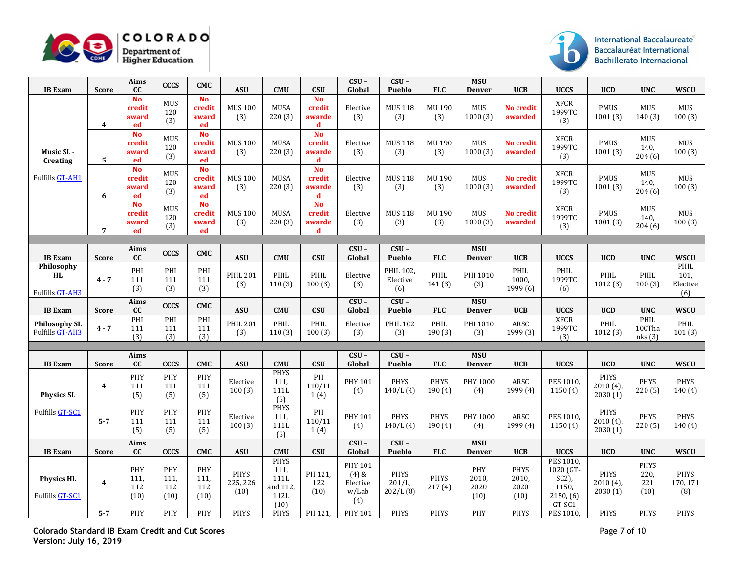| IB Exam | Score | Aims CC | CCCS | CMC | ASU | CMU | CSU | CSU – Global | CSU – Pueblo | FLC | MSU Denver | UCB | UCCS | UCD | UNC | WSCU |
|---|---|---|---|---|---|---|---|---|---|---|---|---|---|---|---|---|
| Music SL - Creating<br>Fulfills GT-AH1 | 4 | No credit awarded | MUS 120 (3) | No credit awarded | MUS 100 (3) | MUSA 220 (3) | No credit awarded | Elective (3) | MUS 118 (3) | MU 190 (3) | MUS 1000 (3) | No credit awarded | XFCR 1999TC (3) | PMUS 1001 (3) | MUS 140 (3) | MUS 100 (3) |
| | 5 | No credit awarded | MUS 120 (3) | No credit awarded | MUS 100 (3) | MUSA 220 (3) | No credit awarded | Elective (3) | MUS 118 (3) | MU 190 (3) | MUS 1000 (3) | No credit awarded | XFCR 1999TC (3) | PMUS 1001 (3) | MUS 140, 204 (6) | MUS 100 (3) |
| | 6 | No credit awarded | MUS 120 (3) | No credit awarded | MUS 100 (3) | MUSA 220 (3) | No credit awarded | Elective (3) | MUS 118 (3) | MU 190 (3) | MUS 1000 (3) | No credit awarded | XFCR 1999TC (3) | PMUS 1001 (3) | MUS 140, 204 (6) | MUS 100 (3) |
| | 7 | No credit awarded | MUS 120 (3) | No credit awarded | MUS 100 (3) | MUSA 220 (3) | No credit awarded | Elective (3) | MUS 118 (3) | MU 190 (3) | MUS 1000 (3) | No credit awarded | XFCR 1999TC (3) | PMUS 1001 (3) | MUS 140, 204 (6) | MUS 100 (3) |

| IB Exam | Score | Aims CC | CCCS | CMC | ASU | CMU | CSU | CSU – Global | CSU – Pueblo | FLC | MSU Denver | UCB | UCCS | UCD | UNC | WSCU |
|---|---|---|---|---|---|---|---|---|---|---|---|---|---|---|---|---|
| Philosophy HL<br>Fulfills GT-AH3 | 4 - 7 | PHI 111 (3) | PHI 111 (3) | PHI 111 (3) | PHIL 201 (3) | PHIL 110 (3) | PHIL 100 (3) | Elective (3) | PHIL 102, Elective (6) | PHIL 141 (3) | PHI 1010 (3) | PHIL 1000, 1999 (6) | PHIL 1999TC (6) | PHIL 1012 (3) | PHIL 100 (3) | PHIL 101, Elective (6) |
| **IB Exam** | **Score** | **Aims CC** | **CCCS** | **CMC** | **ASU** | **CMU** | **CSU** | **CSU – Global** | **CSU – Pueblo** | **FLC** | **MSU Denver** | **UCB** | **UCCS** | **UCD** | **UNC** | **WSCU** |
| Philosophy SL<br>Fulfills GT-AH3 | 4 - 7 | PHI 111 (3) | PHI 111 (3) | PHI 111 (3) | PHIL 201 (3) | PHIL 110 (3) | PHIL 100 (3) | Elective (3) | PHIL 102 (3) | PHIL 190 (3) | PHI 1010 (3) | ARSC 1999 (3) | XFCR 1999TC (3) | PHIL 1012 (3) | PHIL 100Thanks (3) | PHIL 101 (3) |

| IB Exam | Score | Aims CC | CCCS | CMC | ASU | CMU | CSU | CSU – Global | CSU – Pueblo | FLC | MSU Denver | UCB | UCCS | UCD | UNC | WSCU |
|---|---|---|---|---|---|---|---|---|---|---|---|---|---|---|---|---|
| Physics SL<br>Fulfills GT-SC1 | 4 | PHY 111 (5) | PHY 111 (5) | PHY 111 (5) | Elective 100 (3) | PHYS 111, 111L (5) | PH 110/111 (4) | PHY 101 (4) | PHYS 140/L (4) | PHYS 190 (4) | PHY 1000 (4) | ARSC 1999 (4) | PES 1010, 1150 (4) | PHYS 2010 (4), 2030 (1) | PHYS 220 (5) | PHYS 140 (4) |
| | 5-7 | PHY 111 (5) | PHY 111 (5) | PHY 111 (5) | Elective 100 (3) | PHYS 111, 111L (5) | PH 110/111 (4) | PHY 101 (4) | PHYS 140/L (4) | PHYS 190 (4) | PHY 1000 (4) | ARSC 1999 (4) | PES 1010, 1150 (4) | PHYS 2010 (4), 2030 (1) | PHYS 220 (5) | PHYS 140 (4) |
| **IB Exam** | **Score** | **Aims CC** | **CCCS** | **CMC** | **ASU** | **CMU** | **CSU** | **CSU – Global** | **CSU – Pueblo** | **FLC** | **MSU Denver** | **UCB** | **UCCS** | **UCD** | **UNC** | **WSCU** |
| Physics HL<br>Fulfills GT-SC1 | 4 | PHY 111, 112 (10) | PHY 111, 112 (10) | PHY 111, 112 (10) | PHYS 225, 226 (10) | PHYS 111, 111L and 112, 112L (10) | PH 121, 122 (10) | PHY 101 (4) & Elective w/Lab (4) | PHYS 201/L, 202/L (8) | PHYS 217 (4) | PHY 2010, 2020 (10) | PHYS 2010, 2020 (10) | PES 1010, 1020 (GT-SC2), 1150, 2150, (6) GT-SC1 | PHYS 2010 (4), 2030 (1) | PHYS 220, 221 (10) | PHYS 170, 171 (8) |
| | 5-7 | PHY | PHY | PHY | PHYS | PHYS | PH 121, | PHY 101 | PHYS | PHYS | PHY | PHYS | PES 1010, | PHYS | PHYS | PHYS |

**Colorado Standard IB Exam Credit and Cut Scores**
**Version: July 16, 2019**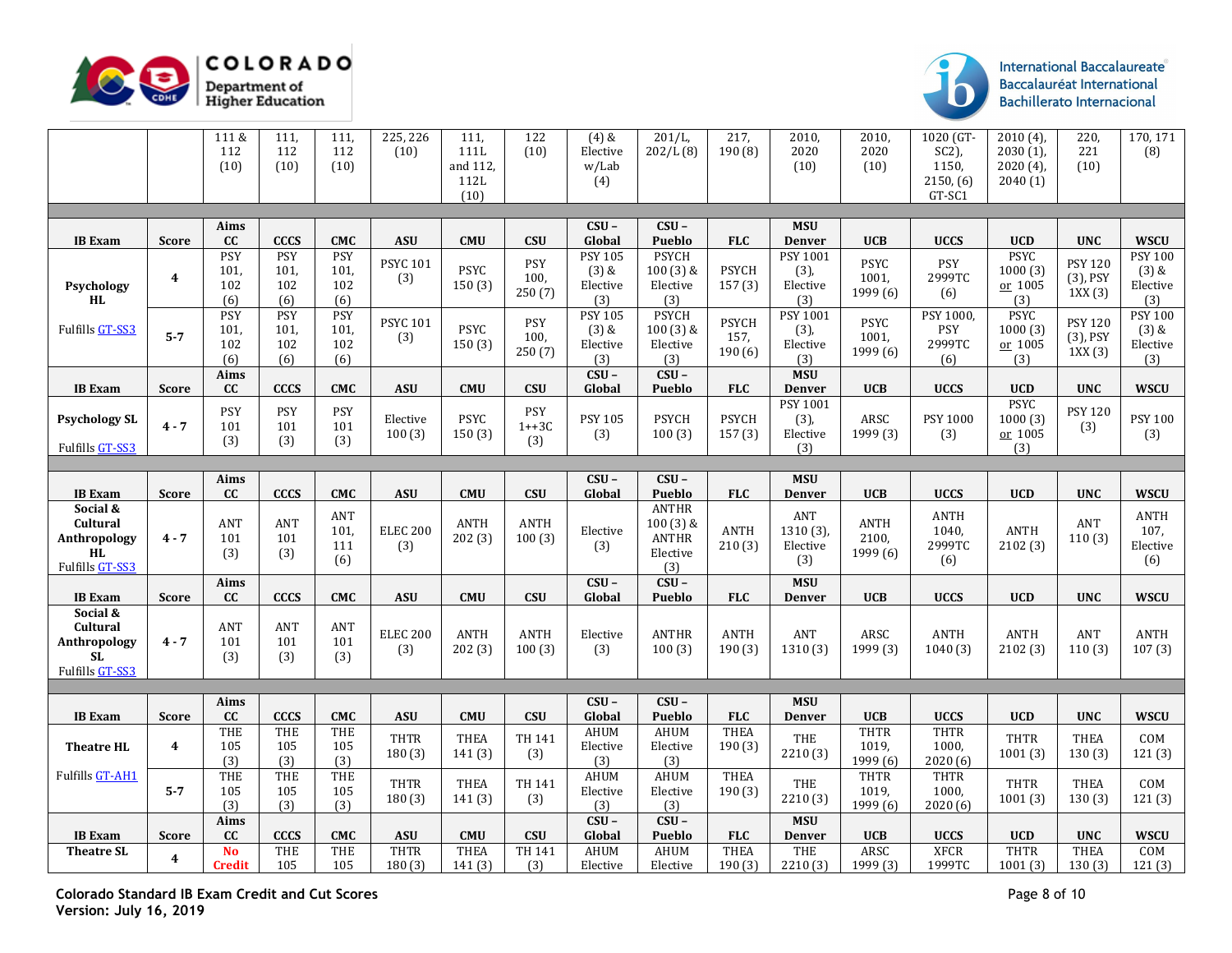| | | Aims CC | CCCS | CMC | ASU | CMU | CSU | CSU – Global | CSU – Pueblo | FLC | MSU Denver | UCB | UCCS | UCD | UNC | WSCU |
|---|---|---|---|---|---|---|---|---|---|---|---|---|---|---|---|---|
| | | 111 & 112 (10) | 111, 112 (10) | 111, 112 (10) | 225, 226 (10) | 111, 111L and 112, 112L (10) | 122 (10) | (4) & Elective w/Lab (4) | 201/L, 202/L (8) | 217, 190 (8) | 2010, 2020 (10) | 2010, 2020 (10) | 1020 (GT-SC2), 1150, 2150, (6) GT-SC1 | 2010 (4), 2030 (1), 2020 (4), 2040 (1) | 220, 221 (10) | 170, 171 (8) |
| **IB Exam** | **Score** | **Aims CC** | **CCCS** | **CMC** | **ASU** | **CMU** | **CSU** | **CSU – Global** | **CSU – Pueblo** | **FLC** | **MSU Denver** | **UCB** | **UCCS** | **UCD** | **UNC** | **WSCU** |
| **Psychology HL** Fulfills GT-SS3 | **4** | PSY 101, 102 (6) | PSY 101, 102 (6) | PSY 101, 102 (6) | PSYC 101 (3) | PSYC 150 (3) | PSY 100, 250 (7) | PSY 105 (3) & Elective (3) | PSYCH 100 (3) & Elective (3) | PSYCH 157 (3) | PSY 1001 (3), Elective (3) | PSYC 1001, 1999 (6) | PSY 2999TC (6) | PSYC 1000 (3) or 1005 (3) | PSY 120 (3), PSY 1XX (3) | PSY 100 (3) & Elective (3) |
| | **5-7** | PSY 101, 102 (6) | PSY 101, 102 (6) | PSY 101, 102 (6) | PSYC 101 (3) | PSYC 150 (3) | PSY 100, 250 (7) | PSY 105 (3) & Elective (3) | PSYCH 100 (3) & Elective (3) | PSYCH 157, 190 (6) | PSY 1001 (3), Elective (3) | PSYC 1001, 1999 (6) | PSY 1000, PSY 2999TC (6) | PSYC 1000 (3) or 1005 (3) | PSY 120 (3), PSY 1XX (3) | PSY 100 (3) & Elective (3) |
| **IB Exam** | **Score** | **Aims CC** | **CCCS** | **CMC** | **ASU** | **CMU** | **CSU** | **CSU – Global** | **CSU – Pueblo** | **FLC** | **MSU Denver** | **UCB** | **UCCS** | **UCD** | **UNC** | **WSCU** |
| **Psychology SL** Fulfills GT-SS3 | **4 - 7** | PSY 101 (3) | PSY 101 (3) | PSY 101 (3) | Elective 100 (3) | PSYC 150 (3) | PSY 1++3C (3) | PSY 105 (3) | PSYCH 100 (3) | PSYCH 157 (3) | PSY 1001 (3), Elective (3) | ARSC 1999 (3) | PSY 1000 (3) | PSYC 1000 (3) or 1005 (3) | PSY 120 (3) | PSY 100 (3) |
| **IB Exam** | **Score** | **Aims CC** | **CCCS** | **CMC** | **ASU** | **CMU** | **CSU** | **CSU – Global** | **CSU – Pueblo** | **FLC** | **MSU Denver** | **UCB** | **UCCS** | **UCD** | **UNC** | **WSCU** |
| **Social & Cultural Anthropology HL** Fulfills GT-SS3 | **4 - 7** | ANT 101 (3) | ANT 101 (3) | ANT 101, 111 (6) | ELEC 200 (3) | ANTH 202 (3) | ANTH 100 (3) | Elective (3) | ANTHR 100 (3) & ANTHR Elective (3) | ANTH 210 (3) | ANT 1310 (3), Elective (3) | ANTH 2100, 1999 (6) | ANTH 1040, 2999TC (6) | ANTH 2102 (3) | ANT 110 (3) | ANTH 107, Elective (6) |
| **IB Exam** | **Score** | **Aims CC** | **CCCS** | **CMC** | **ASU** | **CMU** | **CSU** | **CSU – Global** | **CSU – Pueblo** | **FLC** | **MSU Denver** | **UCB** | **UCCS** | **UCD** | **UNC** | **WSCU** |
| **Social & Cultural Anthropology SL** Fulfills GT-SS3 | **4 - 7** | ANT 101 (3) | ANT 101 (3) | ANT 101 (3) | ELEC 200 (3) | ANTH 202 (3) | ANTH 100 (3) | Elective (3) | ANTHR 100 (3) | ANTH 190 (3) | ANT 1310 (3) | ARSC 1999 (3) | ANTH 1040 (3) | ANTH 2102 (3) | ANT 110 (3) | ANTH 107 (3) |
| **IB Exam** | **Score** | **Aims CC** | **CCCS** | **CMC** | **ASU** | **CMU** | **CSU** | **CSU – Global** | **CSU – Pueblo** | **FLC** | **MSU Denver** | **UCB** | **UCCS** | **UCD** | **UNC** | **WSCU** |
| **Theatre HL** Fulfills GT-AH1 | **4** | THE 105 (3) | THE 105 (3) | THE 105 (3) | THTR 180 (3) | THEA 141 (3) | TH 141 (3) | AHUM Elective (3) | AHUM Elective (3) | THEA 190 (3) | THE 2210 (3) | THTR 1019, 1999 (6) | THTR 1000, 2020 (6) | THTR 1001 (3) | THEA 130 (3) | COM 121 (3) |
| | **5-7** | THE 105 (3) | THE 105 (3) | THE 105 (3) | THTR 180 (3) | THEA 141 (3) | TH 141 (3) | AHUM Elective (3) | AHUM Elective (3) | THEA 190 (3) | THE 2210 (3) | THTR 1019, 1999 (6) | THTR 1000, 2020 (6) | THTR 1001 (3) | THEA 130 (3) | COM 121 (3) |
| **IB Exam** | **Score** | **Aims CC** | **CCCS** | **CMC** | **ASU** | **CMU** | **CSU** | **CSU – Global** | **CSU – Pueblo** | **FLC** | **MSU Denver** | **UCB** | **UCCS** | **UCD** | **UNC** | **WSCU** |
| **Theatre SL** | **4** | **No Credit** | THE 105 | THE 105 | THTR 180 (3) | THEA 141 (3) | TH 141 (3) | AHUM Elective | AHUM Elective | THEA 190 (3) | THE 2210 (3) | ARSC 1999 (3) | XFCR 1999TC | THTR 1001 (3) | THEA 130 (3) | COM 121 (3) |

**Colorado Standard IB Exam Credit and Cut Scores**
**Version: July 16, 2019**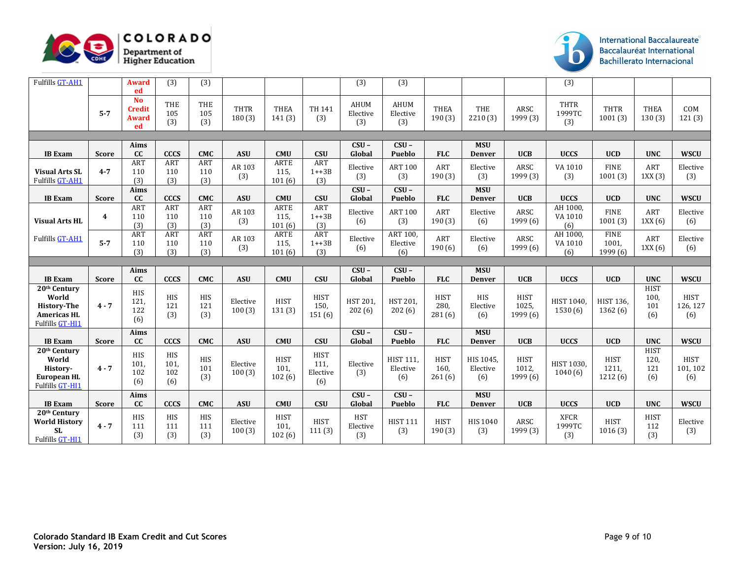| | | | | | | | | | | | | | | | | |
|---|---|---|---|---|---|---|---|---|---|---|---|---|---|---|---|---|
| Fulfills GT-AH1 | | Awarded | (3) | (3) | | | | (3) | (3) | | | | (3) | | | |
| | 5-7 | No Credit Awarded | THE 105 (3) | THE 105 (3) | THTR 180 (3) | THEA 141 (3) | TH 141 (3) | AHUM Elective (3) | AHUM Elective (3) | THEA 190 (3) | THE 2210 (3) | ARSC 1999 (3) | THTR 1999TC (3) | THTR 1001 (3) | THEA 130 (3) | COM 121 (3) |

| IB Exam | Score | Aims CC | CCCS | CMC | ASU | CMU | CSU | CSU – Global | CSU – Pueblo | FLC | MSU Denver | UCB | UCCS | UCD | UNC | WSCU |
|---|---|---|---|---|---|---|---|---|---|---|---|---|---|---|---|---|
| **Visual Arts SL** Fulfills GT-AH1 | 4-7 | ART 110 (3) | ART 110 (3) | ART 110 (3) | AR 103 (3) | ARTE 115, 101 (6) | ART 1++3B (3) | Elective (3) | ART 100 (3) | ART 190 (3) | Elective (3) | ARSC 1999 (3) | VA 1010 (3) | FINE 1001 (3) | ART 1XX (3) | Elective (3) |

| IB Exam | Score | Aims CC | CCCS | CMC | ASU | CMU | CSU | CSU – Global | CSU – Pueblo | FLC | MSU Denver | UCB | UCCS | UCD | UNC | WSCU |
|---|---|---|---|---|---|---|---|---|---|---|---|---|---|---|---|---|
| **Visual Arts HL** | 4 | ART 110 (3) | ART 110 (3) | ART 110 (3) | AR 103 (3) | ARTE 115, 101 (6) | ART 1++3B (3) | Elective (6) | ART 100 (3) | ART 190 (3) | Elective (6) | ARSC 1999 (6) | AH 1000, VA 1010 (6) | FINE 1001 (3) | ART 1XX (6) | Elective (6) |
| Fulfills GT-AH1 | 5-7 | ART 110 (3) | ART 110 (3) | ART 110 (3) | AR 103 (3) | ARTE 115, 101 (6) | ART 1++3B (3) | Elective (6) | ART 100, Elective (6) | ART 190 (6) | Elective (6) | ARSC 1999 (6) | AH 1000, VA 1010 (6) | FINE 1001, 1999 (6) | ART 1XX (6) | Elective (6) |

| IB Exam | Score | Aims CC | CCCS | CMC | ASU | CMU | CSU | CSU – Global | CSU – Pueblo | FLC | MSU Denver | UCB | UCCS | UCD | UNC | WSCU |
|---|---|---|---|---|---|---|---|---|---|---|---|---|---|---|---|---|
| **20th Century World History-The Americas HL** Fulfills GT-HI1 | 4 - 7 | HIS 121, 122 (6) | HIS 121 (3) | HIS 121 (3) | Elective 100 (3) | HIST 131 (3) | HIST 150, 151 (6) | HST 201, 202 (6) | HST 201, 202 (6) | HIST 280, 281 (6) | HIS Elective (6) | HIST 1025, 1999 (6) | HIST 1040, 1530 (6) | HIST 136, 1362 (6) | HIST 100, 101 (6) | HIST 126, 127 (6) |

| IB Exam | Score | Aims CC | CCCS | CMC | ASU | CMU | CSU | CSU – Global | CSU – Pueblo | FLC | MSU Denver | UCB | UCCS | UCD | UNC | WSCU |
|---|---|---|---|---|---|---|---|---|---|---|---|---|---|---|---|---|
| **20th Century World History-European HL** Fulfills GT-HI1 | 4 - 7 | HIS 101, 102 (6) | HIS 101, 102 (6) | HIS 101 (3) | Elective 100 (3) | HIST 101, 102 (6) | HIST 111, Elective (6) | Elective (3) | HIST 111, Elective (6) | HIST 160, 261 (6) | HIS 1045, Elective (6) | HIST 1012, 1999 (6) | HIST 1030, 1040 (6) | HIST 1211, 1212 (6) | HIST 120, 121 (6) | HIST 101, 102 (6) |

| IB Exam | Score | Aims CC | CCCS | CMC | ASU | CMU | CSU | CSU – Global | CSU – Pueblo | FLC | MSU Denver | UCB | UCCS | UCD | UNC | WSCU |
|---|---|---|---|---|---|---|---|---|---|---|---|---|---|---|---|---|
| **20th Century World History SL** Fulfills GT-HI1 | 4 - 7 | HIS 111 (3) | HIS 111 (3) | HIS 111 (3) | Elective 100 (3) | HIST 101, 102 (6) | HIST 111 (3) | HST Elective (3) | HIST 111 (3) | HIST 190 (3) | HIS 1040 (3) | ARSC 1999 (3) | XFCR 1999TC (3) | HIST 1016 (3) | HIST 112 (3) | Elective (3) |

**Colorado Standard IB Exam Credit and Cut Scores**
**Version: July 16, 2019**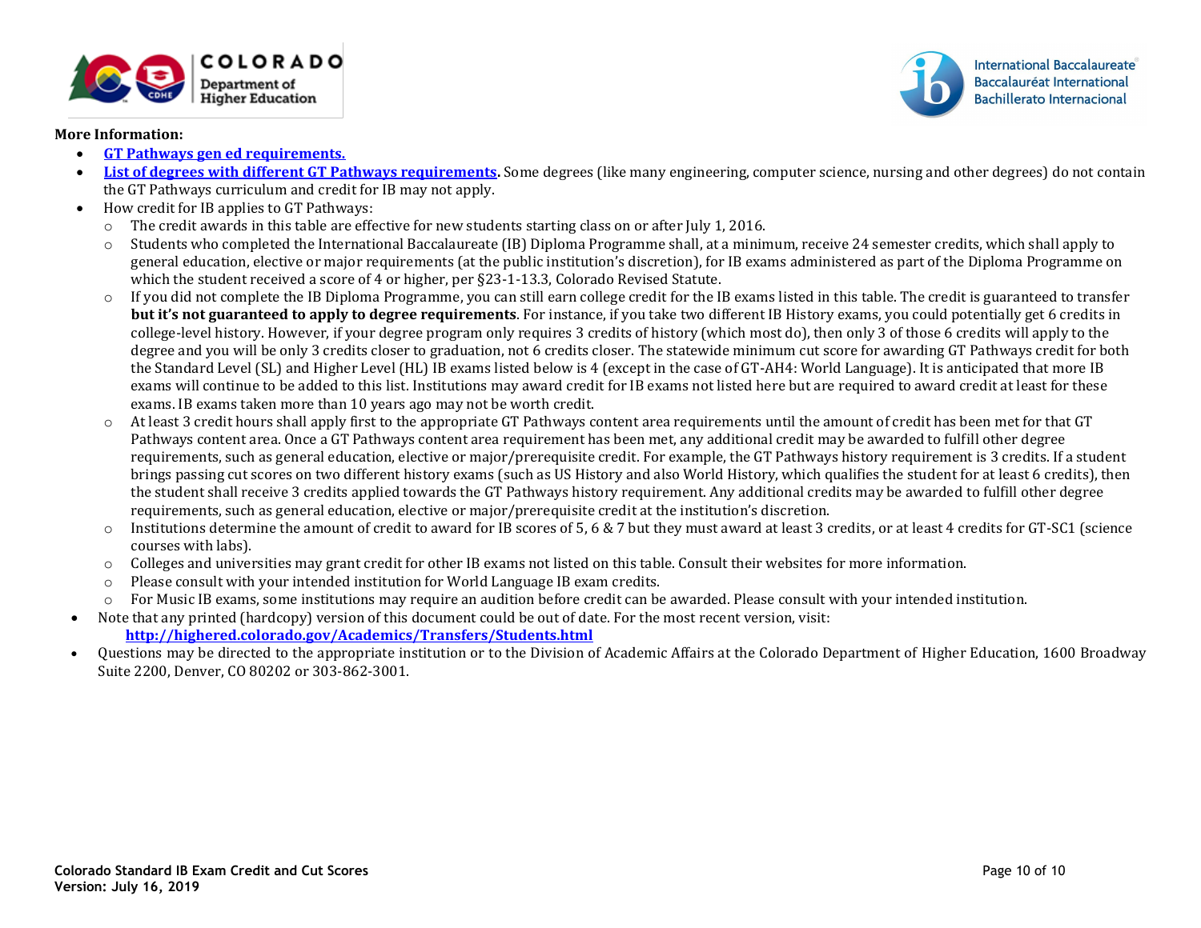**More Information:**

- **GT Pathways gen ed requirements.**
- **List of degrees with different GT Pathways requirements.** Some degrees (like many engineering, computer science, nursing and other degrees) do not contain the GT Pathways curriculum and credit for IB may not apply.
- How credit for IB applies to GT Pathways:
  - The credit awards in this table are effective for new students starting class on or after July 1, 2016.
  - Students who completed the International Baccalaureate (IB) Diploma Programme shall, at a minimum, receive 24 semester credits, which shall apply to general education, elective or major requirements (at the public institution's discretion), for IB exams administered as part of the Diploma Programme on which the student received a score of 4 or higher, per §23-1-13.3, Colorado Revised Statute.
  - If you did not complete the IB Diploma Programme, you can still earn college credit for the IB exams listed in this table. The credit is guaranteed to transfer **but it's not guaranteed to apply to degree requirements**. For instance, if you take two different IB History exams, you could potentially get 6 credits in college-level history. However, if your degree program only requires 3 credits of history (which most do), then only 3 of those 6 credits will apply to the degree and you will be only 3 credits closer to graduation, not 6 credits closer. The statewide minimum cut score for awarding GT Pathways credit for both the Standard Level (SL) and Higher Level (HL) IB exams listed below is 4 (except in the case of GT-AH4: World Language). It is anticipated that more IB exams will continue to be added to this list. Institutions may award credit for IB exams not listed here but are required to award credit at least for these exams. IB exams taken more than 10 years ago may not be worth credit.
  - At least 3 credit hours shall apply first to the appropriate GT Pathways content area requirements until the amount of credit has been met for that GT Pathways content area. Once a GT Pathways content area requirement has been met, any additional credit may be awarded to fulfill other degree requirements, such as general education, elective or major/prerequisite credit. For example, the GT Pathways history requirement is 3 credits. If a student brings passing cut scores on two different history exams (such as US History and also World History, which qualifies the student for at least 6 credits), then the student shall receive 3 credits applied towards the GT Pathways history requirement. Any additional credits may be awarded to fulfill other degree requirements, such as general education, elective or major/prerequisite credit at the institution's discretion.
  - Institutions determine the amount of credit to award for IB scores of 5, 6 & 7 but they must award at least 3 credits, or at least 4 credits for GT-SC1 (science courses with labs).
  - Colleges and universities may grant credit for other IB exams not listed on this table. Consult their websites for more information.
  - Please consult with your intended institution for World Language IB exam credits.
  - For Music IB exams, some institutions may require an audition before credit can be awarded. Please consult with your intended institution.
- Note that any printed (hardcopy) version of this document could be out of date. For the most recent version, visit: **http://highered.colorado.gov/Academics/Transfers/Students.html**
- Questions may be directed to the appropriate institution or to the Division of Academic Affairs at the Colorado Department of Higher Education, 1600 Broadway Suite 2200, Denver, CO 80202 or 303-862-3001.